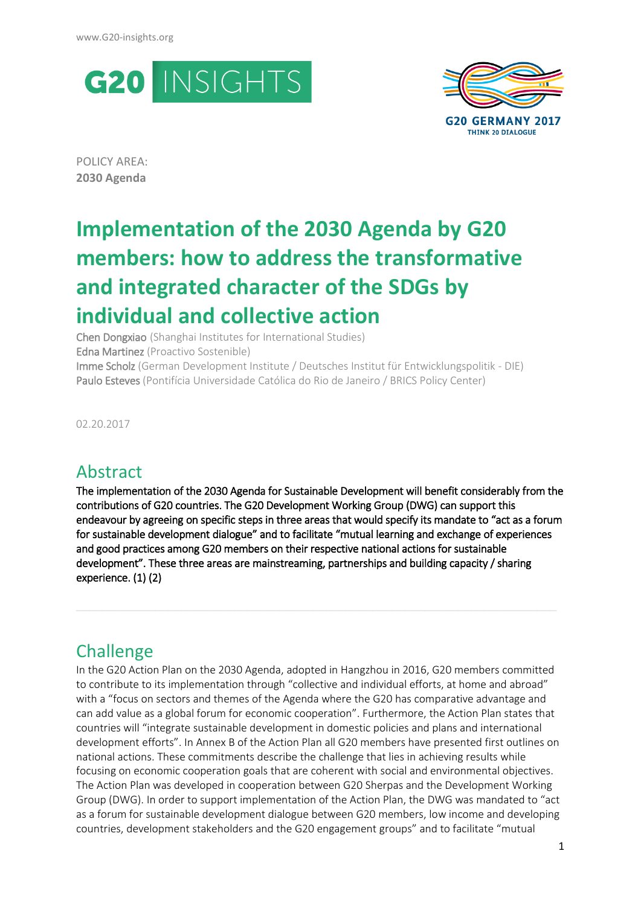POLICY AREA:
**2030 Agenda**

# Implementation of the 2030 Agenda by G20 members: how to address the transformative and integrated character of the SDGs by individual and collective action

Chen Dongxiao (Shanghai Institutes for International Studies)
Edna Martinez (Proactivo Sostenible)
Imme Scholz (German Development Institute / Deutsches Institut für Entwicklungspolitik - DIE)
Paulo Esteves (Pontifícia Universidade Católica do Rio de Janeiro / BRICS Policy Center)

02.20.2017

## Abstract

The implementation of the 2030 Agenda for Sustainable Development will benefit considerably from the contributions of G20 countries. The G20 Development Working Group (DWG) can support this endeavour by agreeing on specific steps in three areas that would specify its mandate to "act as a forum for sustainable development dialogue" and to facilitate "mutual learning and exchange of experiences and good practices among G20 members on their respective national actions for sustainable development". These three areas are mainstreaming, partnerships and building capacity / sharing experience. (1) (2)

## Challenge

In the G20 Action Plan on the 2030 Agenda, adopted in Hangzhou in 2016, G20 members committed to contribute to its implementation through "collective and individual efforts, at home and abroad" with a "focus on sectors and themes of the Agenda where the G20 has comparative advantage and can add value as a global forum for economic cooperation". Furthermore, the Action Plan states that countries will "integrate sustainable development in domestic policies and plans and international development efforts". In Annex B of the Action Plan all G20 members have presented first outlines on national actions. These commitments describe the challenge that lies in achieving results while focusing on economic cooperation goals that are coherent with social and environmental objectives. The Action Plan was developed in cooperation between G20 Sherpas and the Development Working Group (DWG). In order to support implementation of the Action Plan, the DWG was mandated to "act as a forum for sustainable development dialogue between G20 members, low income and developing countries, development stakeholders and the G20 engagement groups" and to facilitate "mutual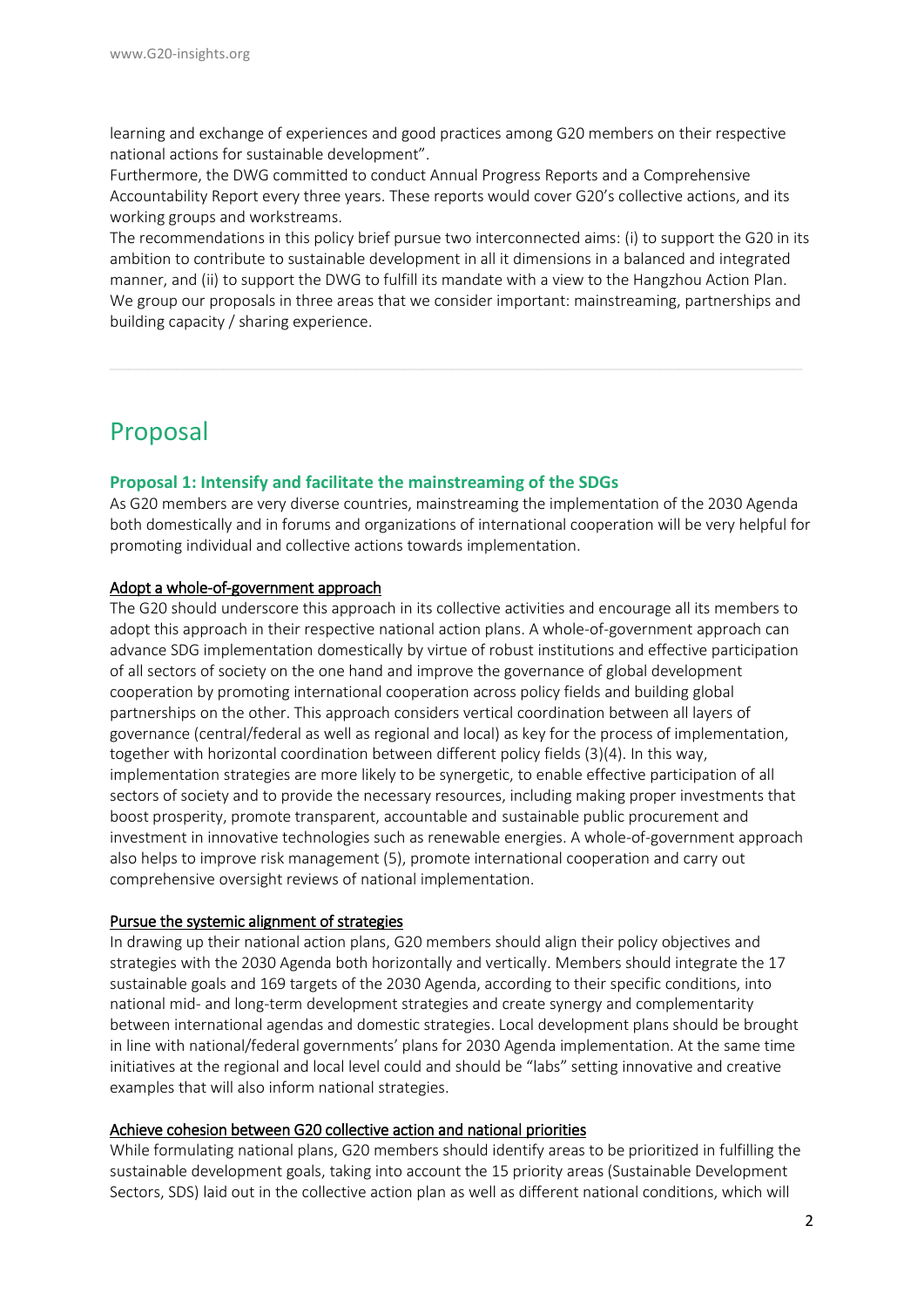learning and exchange of experiences and good practices among G20 members on their respective national actions for sustainable development".

Furthermore, the DWG committed to conduct Annual Progress Reports and a Comprehensive Accountability Report every three years. These reports would cover G20's collective actions, and its working groups and workstreams.

The recommendations in this policy brief pursue two interconnected aims: (i) to support the G20 in its ambition to contribute to sustainable development in all it dimensions in a balanced and integrated manner, and (ii) to support the DWG to fulfill its mandate with a view to the Hangzhou Action Plan. We group our proposals in three areas that we consider important: mainstreaming, partnerships and building capacity / sharing experience.

## Proposal

### Proposal 1: Intensify and facilitate the mainstreaming of the SDGs

As G20 members are very diverse countries, mainstreaming the implementation of the 2030 Agenda both domestically and in forums and organizations of international cooperation will be very helpful for promoting individual and collective actions towards implementation.

#### Adopt a whole-of-government approach

The G20 should underscore this approach in its collective activities and encourage all its members to adopt this approach in their respective national action plans. A whole-of-government approach can advance SDG implementation domestically by virtue of robust institutions and effective participation of all sectors of society on the one hand and improve the governance of global development cooperation by promoting international cooperation across policy fields and building global partnerships on the other. This approach considers vertical coordination between all layers of governance (central/federal as well as regional and local) as key for the process of implementation, together with horizontal coordination between different policy fields (3)(4). In this way, implementation strategies are more likely to be synergetic, to enable effective participation of all sectors of society and to provide the necessary resources, including making proper investments that boost prosperity, promote transparent, accountable and sustainable public procurement and investment in innovative technologies such as renewable energies. A whole-of-government approach also helps to improve risk management (5), promote international cooperation and carry out comprehensive oversight reviews of national implementation.

#### Pursue the systemic alignment of strategies

In drawing up their national action plans, G20 members should align their policy objectives and strategies with the 2030 Agenda both horizontally and vertically. Members should integrate the 17 sustainable goals and 169 targets of the 2030 Agenda, according to their specific conditions, into national mid- and long-term development strategies and create synergy and complementarity between international agendas and domestic strategies. Local development plans should be brought in line with national/federal governments' plans for 2030 Agenda implementation. At the same time initiatives at the regional and local level could and should be "labs" setting innovative and creative examples that will also inform national strategies.

#### Achieve cohesion between G20 collective action and national priorities

While formulating national plans, G20 members should identify areas to be prioritized in fulfilling the sustainable development goals, taking into account the 15 priority areas (Sustainable Development Sectors, SDS) laid out in the collective action plan as well as different national conditions, which will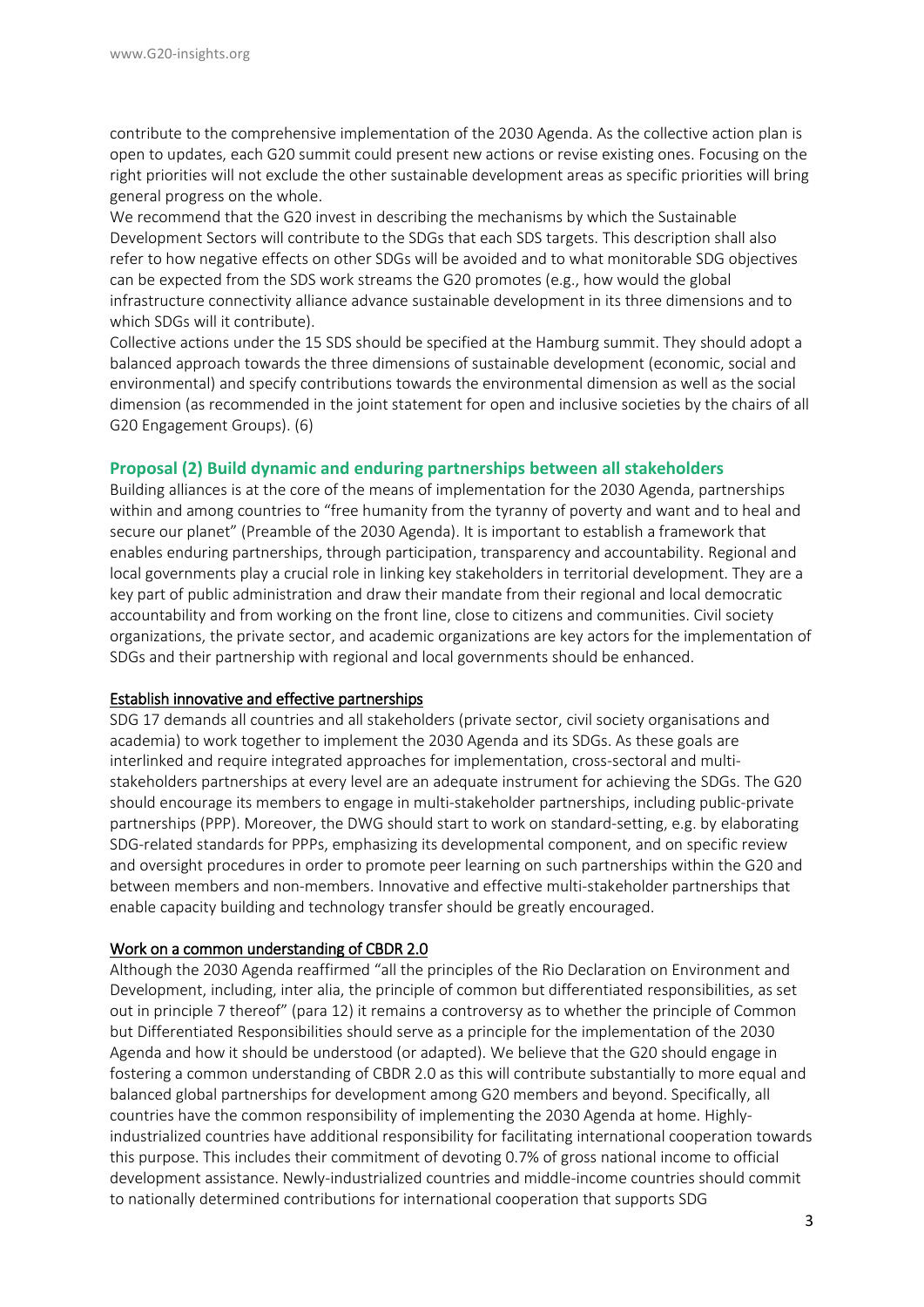contribute to the comprehensive implementation of the 2030 Agenda. As the collective action plan is open to updates, each G20 summit could present new actions or revise existing ones. Focusing on the right priorities will not exclude the other sustainable development areas as specific priorities will bring general progress on the whole.

We recommend that the G20 invest in describing the mechanisms by which the Sustainable Development Sectors will contribute to the SDGs that each SDS targets. This description shall also refer to how negative effects on other SDGs will be avoided and to what monitorable SDG objectives can be expected from the SDS work streams the G20 promotes (e.g., how would the global infrastructure connectivity alliance advance sustainable development in its three dimensions and to which SDGs will it contribute).

Collective actions under the 15 SDS should be specified at the Hamburg summit. They should adopt a balanced approach towards the three dimensions of sustainable development (economic, social and environmental) and specify contributions towards the environmental dimension as well as the social dimension (as recommended in the joint statement for open and inclusive societies by the chairs of all G20 Engagement Groups). (6)

## Proposal (2) Build dynamic and enduring partnerships between all stakeholders

Building alliances is at the core of the means of implementation for the 2030 Agenda, partnerships within and among countries to "free humanity from the tyranny of poverty and want and to heal and secure our planet" (Preamble of the 2030 Agenda). It is important to establish a framework that enables enduring partnerships, through participation, transparency and accountability. Regional and local governments play a crucial role in linking key stakeholders in territorial development. They are a key part of public administration and draw their mandate from their regional and local democratic accountability and from working on the front line, close to citizens and communities. Civil society organizations, the private sector, and academic organizations are key actors for the implementation of SDGs and their partnership with regional and local governments should be enhanced.

### Establish innovative and effective partnerships

SDG 17 demands all countries and all stakeholders (private sector, civil society organisations and academia) to work together to implement the 2030 Agenda and its SDGs. As these goals are interlinked and require integrated approaches for implementation, cross-sectoral and multi-stakeholders partnerships at every level are an adequate instrument for achieving the SDGs. The G20 should encourage its members to engage in multi-stakeholder partnerships, including public-private partnerships (PPP). Moreover, the DWG should start to work on standard-setting, e.g. by elaborating SDG-related standards for PPPs, emphasizing its developmental component, and on specific review and oversight procedures in order to promote peer learning on such partnerships within the G20 and between members and non-members. Innovative and effective multi-stakeholder partnerships that enable capacity building and technology transfer should be greatly encouraged.

### Work on a common understanding of CBDR 2.0

Although the 2030 Agenda reaffirmed "all the principles of the Rio Declaration on Environment and Development, including, inter alia, the principle of common but differentiated responsibilities, as set out in principle 7 thereof" (para 12) it remains a controversy as to whether the principle of Common but Differentiated Responsibilities should serve as a principle for the implementation of the 2030 Agenda and how it should be understood (or adapted). We believe that the G20 should engage in fostering a common understanding of CBDR 2.0 as this will contribute substantially to more equal and balanced global partnerships for development among G20 members and beyond. Specifically, all countries have the common responsibility of implementing the 2030 Agenda at home. Highly-industrialized countries have additional responsibility for facilitating international cooperation towards this purpose. This includes their commitment of devoting 0.7% of gross national income to official development assistance. Newly-industrialized countries and middle-income countries should commit to nationally determined contributions for international cooperation that supports SDG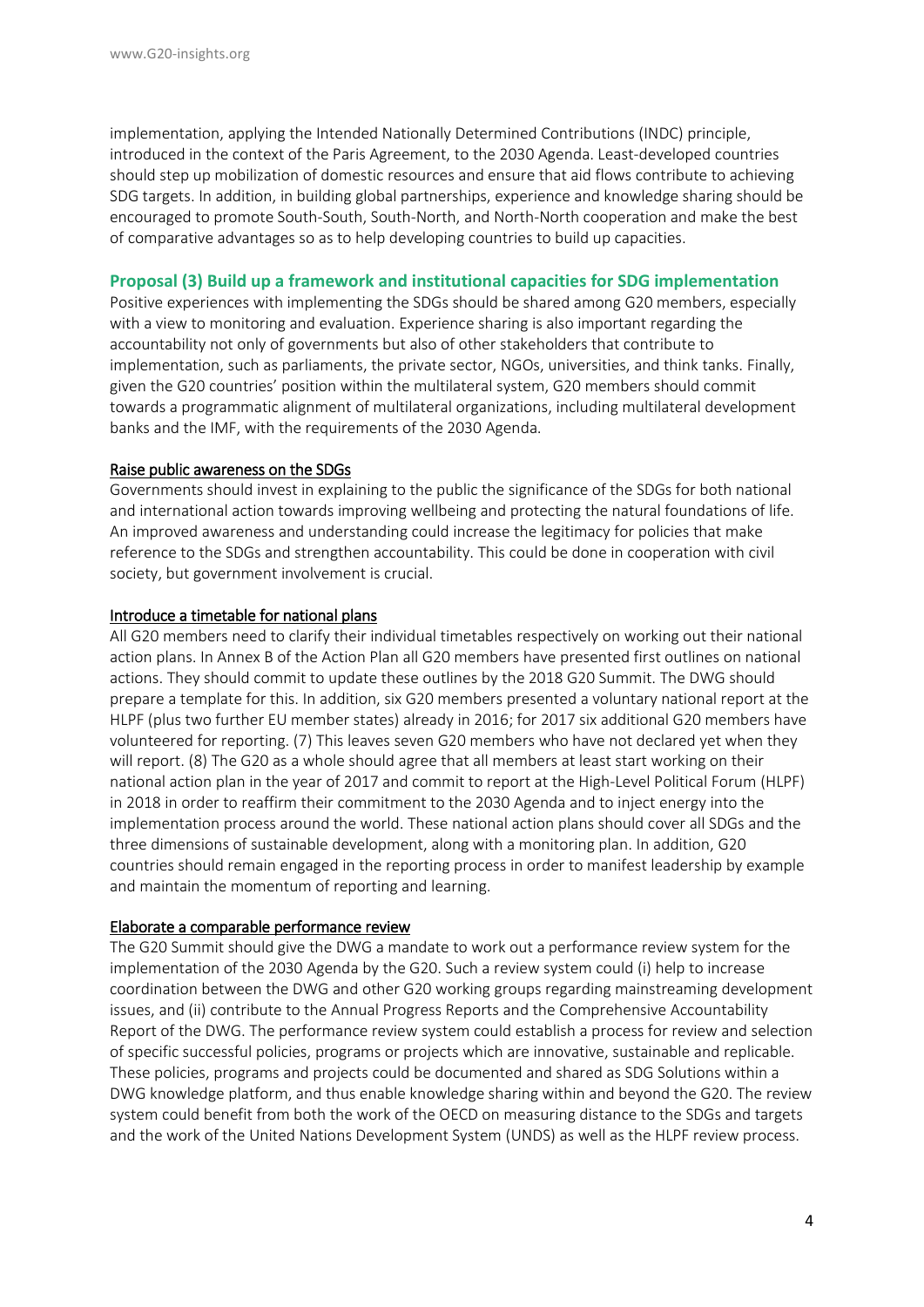implementation, applying the Intended Nationally Determined Contributions (INDC) principle, introduced in the context of the Paris Agreement, to the 2030 Agenda. Least-developed countries should step up mobilization of domestic resources and ensure that aid flows contribute to achieving SDG targets. In addition, in building global partnerships, experience and knowledge sharing should be encouraged to promote South-South, South-North, and North-North cooperation and make the best of comparative advantages so as to help developing countries to build up capacities.

## Proposal (3) Build up a framework and institutional capacities for SDG implementation

Positive experiences with implementing the SDGs should be shared among G20 members, especially with a view to monitoring and evaluation. Experience sharing is also important regarding the accountability not only of governments but also of other stakeholders that contribute to implementation, such as parliaments, the private sector, NGOs, universities, and think tanks. Finally, given the G20 countries' position within the multilateral system, G20 members should commit towards a programmatic alignment of multilateral organizations, including multilateral development banks and the IMF, with the requirements of the 2030 Agenda.

### Raise public awareness on the SDGs

Governments should invest in explaining to the public the significance of the SDGs for both national and international action towards improving wellbeing and protecting the natural foundations of life. An improved awareness and understanding could increase the legitimacy for policies that make reference to the SDGs and strengthen accountability. This could be done in cooperation with civil society, but government involvement is crucial.

### Introduce a timetable for national plans

All G20 members need to clarify their individual timetables respectively on working out their national action plans. In Annex B of the Action Plan all G20 members have presented first outlines on national actions. They should commit to update these outlines by the 2018 G20 Summit. The DWG should prepare a template for this. In addition, six G20 members presented a voluntary national report at the HLPF (plus two further EU member states) already in 2016; for 2017 six additional G20 members have volunteered for reporting. (7) This leaves seven G20 members who have not declared yet when they will report. (8) The G20 as a whole should agree that all members at least start working on their national action plan in the year of 2017 and commit to report at the High-Level Political Forum (HLPF) in 2018 in order to reaffirm their commitment to the 2030 Agenda and to inject energy into the implementation process around the world. These national action plans should cover all SDGs and the three dimensions of sustainable development, along with a monitoring plan. In addition, G20 countries should remain engaged in the reporting process in order to manifest leadership by example and maintain the momentum of reporting and learning.

### Elaborate a comparable performance review

The G20 Summit should give the DWG a mandate to work out a performance review system for the implementation of the 2030 Agenda by the G20. Such a review system could (i) help to increase coordination between the DWG and other G20 working groups regarding mainstreaming development issues, and (ii) contribute to the Annual Progress Reports and the Comprehensive Accountability Report of the DWG. The performance review system could establish a process for review and selection of specific successful policies, programs or projects which are innovative, sustainable and replicable. These policies, programs and projects could be documented and shared as SDG Solutions within a DWG knowledge platform, and thus enable knowledge sharing within and beyond the G20. The review system could benefit from both the work of the OECD on measuring distance to the SDGs and targets and the work of the United Nations Development System (UNDS) as well as the HLPF review process.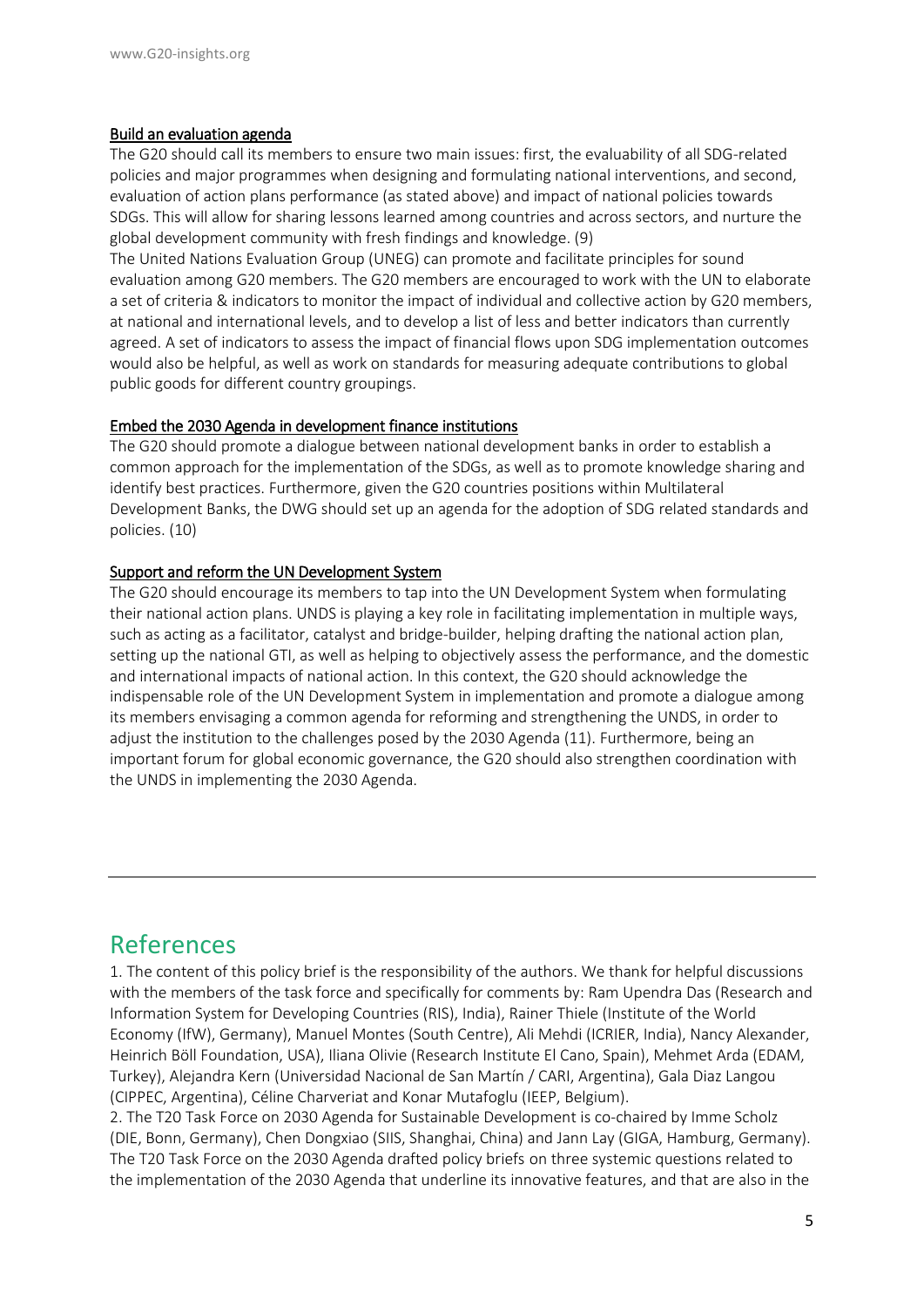#### Build an evaluation agenda

The G20 should call its members to ensure two main issues: first, the evaluability of all SDG-related policies and major programmes when designing and formulating national interventions, and second, evaluation of action plans performance (as stated above) and impact of national policies towards SDGs. This will allow for sharing lessons learned among countries and across sectors, and nurture the global development community with fresh findings and knowledge. (9)

The United Nations Evaluation Group (UNEG) can promote and facilitate principles for sound evaluation among G20 members. The G20 members are encouraged to work with the UN to elaborate a set of criteria & indicators to monitor the impact of individual and collective action by G20 members, at national and international levels, and to develop a list of less and better indicators than currently agreed. A set of indicators to assess the impact of financial flows upon SDG implementation outcomes would also be helpful, as well as work on standards for measuring adequate contributions to global public goods for different country groupings.

#### Embed the 2030 Agenda in development finance institutions

The G20 should promote a dialogue between national development banks in order to establish a common approach for the implementation of the SDGs, as well as to promote knowledge sharing and identify best practices. Furthermore, given the G20 countries positions within Multilateral Development Banks, the DWG should set up an agenda for the adoption of SDG related standards and policies. (10)

#### Support and reform the UN Development System

The G20 should encourage its members to tap into the UN Development System when formulating their national action plans. UNDS is playing a key role in facilitating implementation in multiple ways, such as acting as a facilitator, catalyst and bridge-builder, helping drafting the national action plan, setting up the national GTI, as well as helping to objectively assess the performance, and the domestic and international impacts of national action. In this context, the G20 should acknowledge the indispensable role of the UN Development System in implementation and promote a dialogue among its members envisaging a common agenda for reforming and strengthening the UNDS, in order to adjust the institution to the challenges posed by the 2030 Agenda (11). Furthermore, being an important forum for global economic governance, the G20 should also strengthen coordination with the UNDS in implementing the 2030 Agenda.

---

## References

1. The content of this policy brief is the responsibility of the authors. We thank for helpful discussions with the members of the task force and specifically for comments by: Ram Upendra Das (Research and Information System for Developing Countries (RIS), India), Rainer Thiele (Institute of the World Economy (IfW), Germany), Manuel Montes (South Centre), Ali Mehdi (ICRIER, India), Nancy Alexander, Heinrich Böll Foundation, USA), Iliana Olivie (Research Institute El Cano, Spain), Mehmet Arda (EDAM, Turkey), Alejandra Kern (Universidad Nacional de San Martín / CARI, Argentina), Gala Diaz Langou (CIPPEC, Argentina), Céline Charveriat and Konar Mutafoglu (IEEP, Belgium).
2. The T20 Task Force on 2030 Agenda for Sustainable Development is co-chaired by Imme Scholz (DIE, Bonn, Germany), Chen Dongxiao (SIIS, Shanghai, China) and Jann Lay (GIGA, Hamburg, Germany). The T20 Task Force on the 2030 Agenda drafted policy briefs on three systemic questions related to the implementation of the 2030 Agenda that underline its innovative features, and that are also in the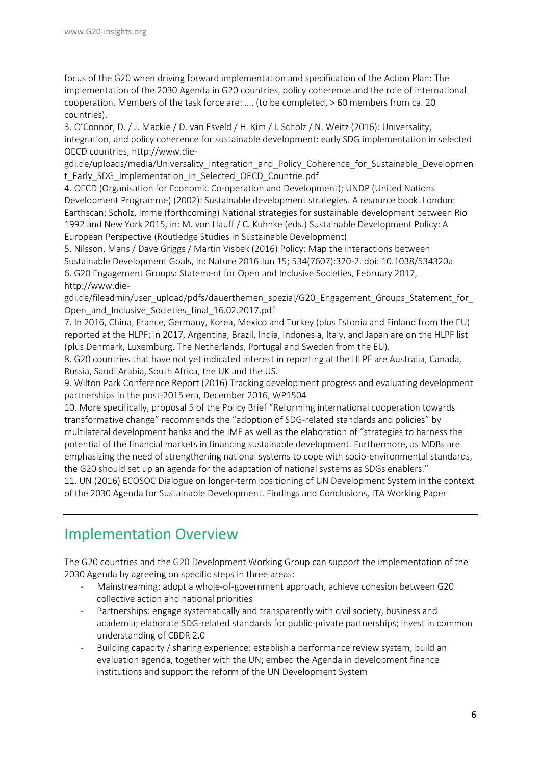focus of the G20 when driving forward implementation and specification of the Action Plan: The implementation of the 2030 Agenda in G20 countries, policy coherence and the role of international cooperation. Members of the task force are: …. (to be completed, > 60 members from ca. 20 countries).

3. O'Connor, D. / J. Mackie / D. van Esveld / H. Kim / I. Scholz / N. Weitz (2016): Universality, integration, and policy coherence for sustainable development: early SDG implementation in selected OECD countries, http://www.die-gdi.de/uploads/media/Universality_Integration_and_Policy_Coherence_for_Sustainable_Development_Early_SDG_Implementation_in_Selected_OECD_Countrie.pdf

4. OECD (Organisation for Economic Co-operation and Development); UNDP (United Nations Development Programme) (2002): Sustainable development strategies. A resource book. London: Earthscan; Scholz, Imme (forthcoming) National strategies for sustainable development between Rio 1992 and New York 2015, in: M. von Hauff / C. Kuhnke (eds.) Sustainable Development Policy: A European Perspective (Routledge Studies in Sustainable Development)

5. Nilsson, Mans / Dave Griggs / Martin Visbek (2016) Policy: Map the interactions between Sustainable Development Goals, in: Nature 2016 Jun 15; 534(7607):320-2. doi: 10.1038/534320a

6. G20 Engagement Groups: Statement for Open and Inclusive Societies, February 2017, http://www.die-gdi.de/fileadmin/user_upload/pdfs/dauerthemen_spezial/G20_Engagement_Groups_Statement_for_Open_and_Inclusive_Societies_final_16.02.2017.pdf

7. In 2016, China, France, Germany, Korea, Mexico and Turkey (plus Estonia and Finland from the EU) reported at the HLPF; in 2017, Argentina, Brazil, India, Indonesia, Italy, and Japan are on the HLPF list (plus Denmark, Luxemburg, The Netherlands, Portugal and Sweden from the EU).

8. G20 countries that have not yet indicated interest in reporting at the HLPF are Australia, Canada, Russia, Saudi Arabia, South Africa, the UK and the US.

9. Wilton Park Conference Report (2016) Tracking development progress and evaluating development partnerships in the post-2015 era, December 2016, WP1504

10. More specifically, proposal 5 of the Policy Brief "Reforming international cooperation towards transformative change" recommends the "adoption of SDG-related standards and policies" by multilateral development banks and the IMF as well as the elaboration of "strategies to harness the potential of the financial markets in financing sustainable development. Furthermore, as MDBs are emphasizing the need of strengthening national systems to cope with socio-environmental standards, the G20 should set up an agenda for the adaptation of national systems as SDGs enablers."

11. UN (2016) ECOSOC Dialogue on longer-term positioning of UN Development System in the context of the 2030 Agenda for Sustainable Development. Findings and Conclusions, ITA Working Paper

---

## Implementation Overview

The G20 countries and the G20 Development Working Group can support the implementation of the 2030 Agenda by agreeing on specific steps in three areas:

- Mainstreaming: adopt a whole-of-government approach, achieve cohesion between G20 collective action and national priorities
- Partnerships: engage systematically and transparently with civil society, business and academia; elaborate SDG-related standards for public-private partnerships; invest in common understanding of CBDR 2.0
- Building capacity / sharing experience: establish a performance review system; build an evaluation agenda, together with the UN; embed the Agenda in development finance institutions and support the reform of the UN Development System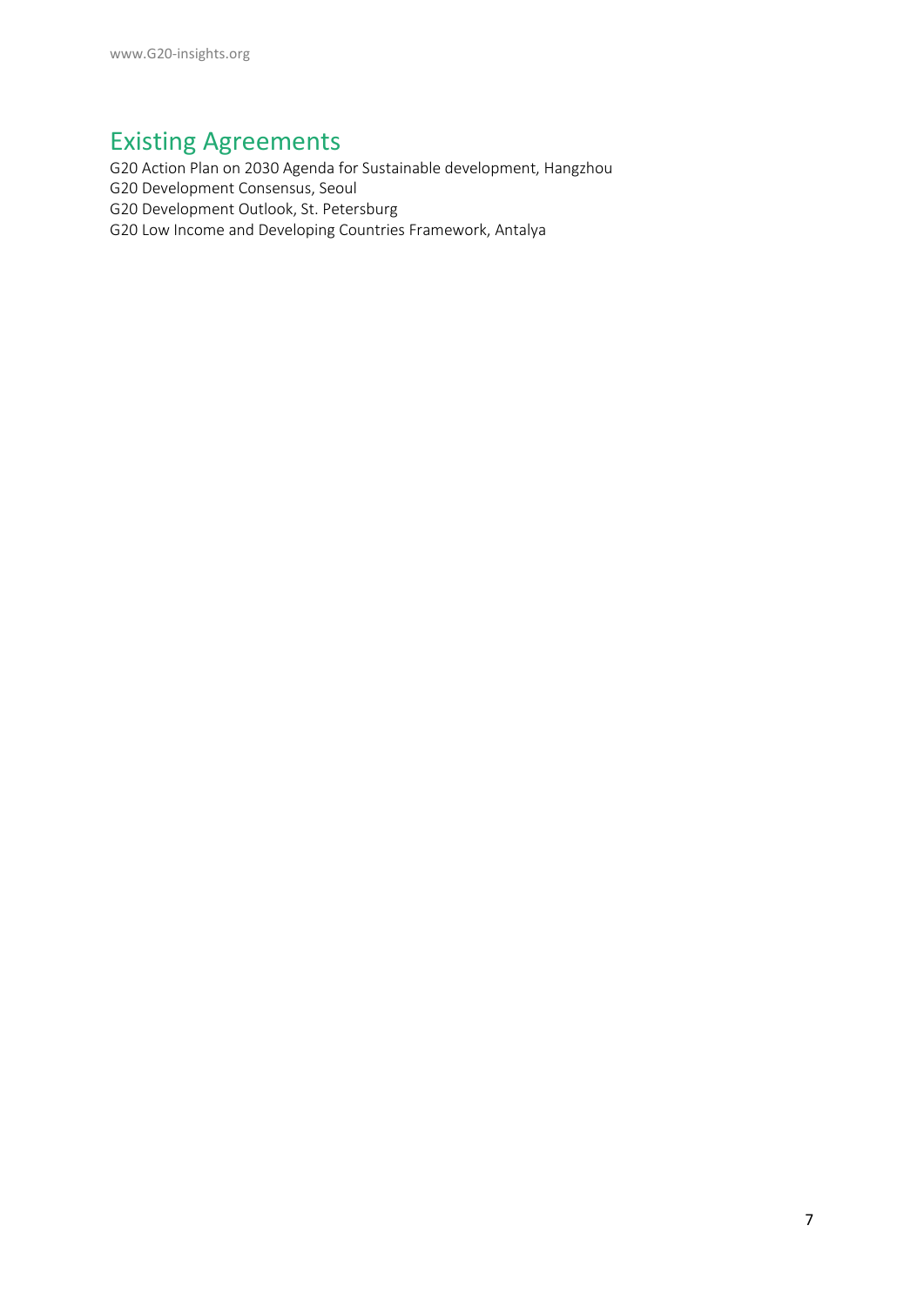## Existing Agreements

G20 Action Plan on 2030 Agenda for Sustainable development, Hangzhou
G20 Development Consensus, Seoul
G20 Development Outlook, St. Petersburg
G20 Low Income and Developing Countries Framework, Antalya